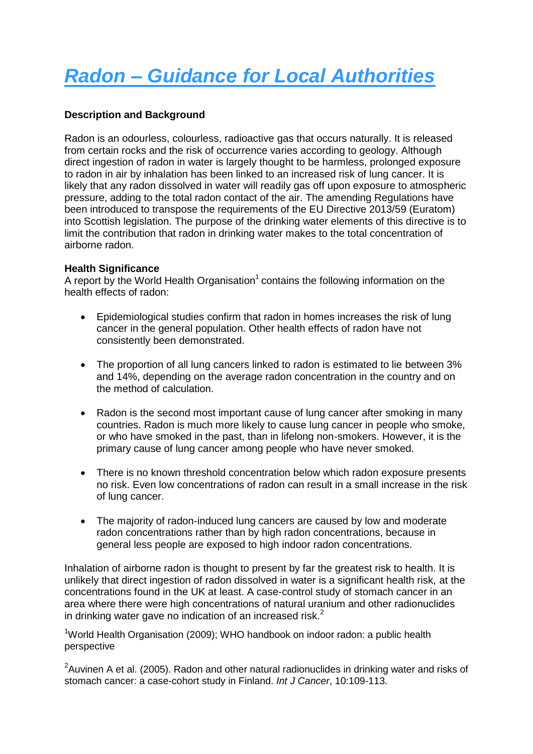# Radon – Guidance for Local Authorities

**Description and Background**

Radon is an odourless, colourless, radioactive gas that occurs naturally. It is released from certain rocks and the risk of occurrence varies according to geology. Although direct ingestion of radon in water is largely thought to be harmless, prolonged exposure to radon in air by inhalation has been linked to an increased risk of lung cancer. It is likely that any radon dissolved in water will readily gas off upon exposure to atmospheric pressure, adding to the total radon contact of the air. The amending Regulations have been introduced to transpose the requirements of the EU Directive 2013/59 (Euratom) into Scottish legislation. The purpose of the drinking water elements of this directive is to limit the contribution that radon in drinking water makes to the total concentration of airborne radon.

**Health Significance**

A report by the World Health Organisation[1] contains the following information on the health effects of radon:

- Epidemiological studies confirm that radon in homes increases the risk of lung cancer in the general population. Other health effects of radon have not consistently been demonstrated.
- The proportion of all lung cancers linked to radon is estimated to lie between 3% and 14%, depending on the average radon concentration in the country and on the method of calculation.
- Radon is the second most important cause of lung cancer after smoking in many countries. Radon is much more likely to cause lung cancer in people who smoke, or who have smoked in the past, than in lifelong non-smokers. However, it is the primary cause of lung cancer among people who have never smoked.
- There is no known threshold concentration below which radon exposure presents no risk. Even low concentrations of radon can result in a small increase in the risk of lung cancer.
- The majority of radon-induced lung cancers are caused by low and moderate radon concentrations rather than by high radon concentrations, because in general less people are exposed to high indoor radon concentrations.

Inhalation of airborne radon is thought to present by far the greatest risk to health. It is unlikely that direct ingestion of radon dissolved in water is a significant health risk, at the concentrations found in the UK at least. A case-control study of stomach cancer in an area where there were high concentrations of natural uranium and other radionuclides in drinking water gave no indication of an increased risk.[2]

[1]World Health Organisation (2009); WHO handbook on indoor radon: a public health perspective

[2]Auvinen A et al. (2005). Radon and other natural radionuclides in drinking water and risks of stomach cancer: a case-cohort study in Finland. *Int J Cancer*, 10:109-113.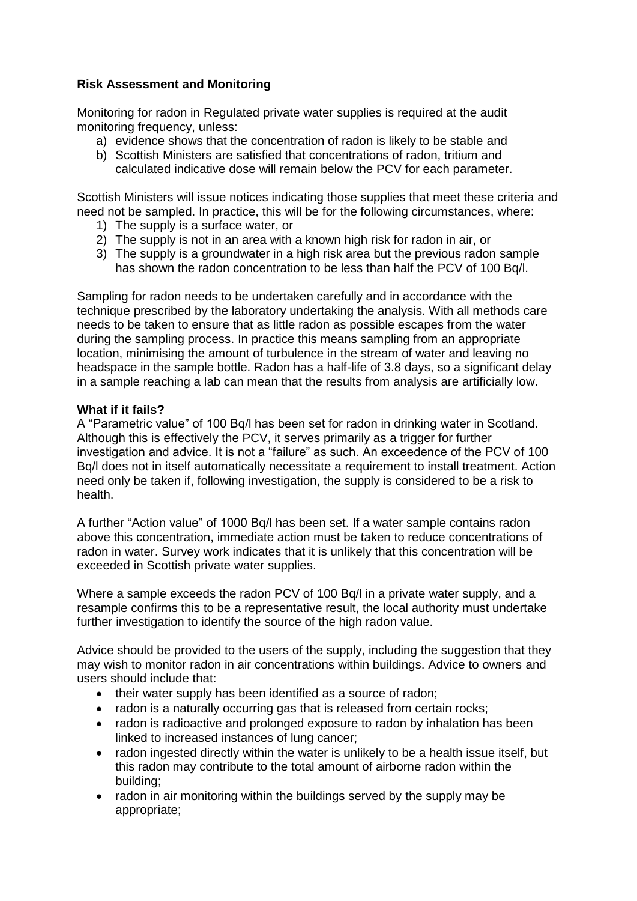**Risk Assessment and Monitoring**

Monitoring for radon in Regulated private water supplies is required at the audit monitoring frequency, unless:

a) evidence shows that the concentration of radon is likely to be stable and
b) Scottish Ministers are satisfied that concentrations of radon, tritium and calculated indicative dose will remain below the PCV for each parameter.

Scottish Ministers will issue notices indicating those supplies that meet these criteria and need not be sampled. In practice, this will be for the following circumstances, where:

1) The supply is a surface water, or
2) The supply is not in an area with a known high risk for radon in air, or
3) The supply is a groundwater in a high risk area but the previous radon sample has shown the radon concentration to be less than half the PCV of 100 Bq/l.

Sampling for radon needs to be undertaken carefully and in accordance with the technique prescribed by the laboratory undertaking the analysis. With all methods care needs to be taken to ensure that as little radon as possible escapes from the water during the sampling process. In practice this means sampling from an appropriate location, minimising the amount of turbulence in the stream of water and leaving no headspace in the sample bottle. Radon has a half-life of 3.8 days, so a significant delay in a sample reaching a lab can mean that the results from analysis are artificially low.

**What if it fails?**

A "Parametric value" of 100 Bq/l has been set for radon in drinking water in Scotland. Although this is effectively the PCV, it serves primarily as a trigger for further investigation and advice. It is not a "failure" as such. An exceedence of the PCV of 100 Bq/l does not in itself automatically necessitate a requirement to install treatment. Action need only be taken if, following investigation, the supply is considered to be a risk to health.

A further "Action value" of 1000 Bq/l has been set. If a water sample contains radon above this concentration, immediate action must be taken to reduce concentrations of radon in water. Survey work indicates that it is unlikely that this concentration will be exceeded in Scottish private water supplies.

Where a sample exceeds the radon PCV of 100 Bq/l in a private water supply, and a resample confirms this to be a representative result, the local authority must undertake further investigation to identify the source of the high radon value.

Advice should be provided to the users of the supply, including the suggestion that they may wish to monitor radon in air concentrations within buildings. Advice to owners and users should include that:

- their water supply has been identified as a source of radon;
- radon is a naturally occurring gas that is released from certain rocks;
- radon is radioactive and prolonged exposure to radon by inhalation has been linked to increased instances of lung cancer;
- radon ingested directly within the water is unlikely to be a health issue itself, but this radon may contribute to the total amount of airborne radon within the building;
- radon in air monitoring within the buildings served by the supply may be appropriate;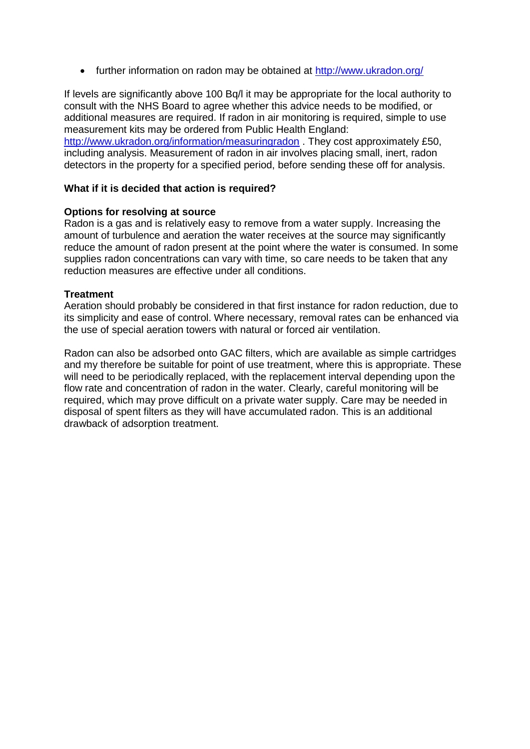- further information on radon may be obtained at [http://www.ukradon.org/](http://www.ukradon.org/)

If levels are significantly above 100 Bq/l it may be appropriate for the local authority to consult with the NHS Board to agree whether this advice needs to be modified, or additional measures are required. If radon in air monitoring is required, simple to use measurement kits may be ordered from Public Health England: [http://www.ukradon.org/information/measuringradon](http://www.ukradon.org/information/measuringradon) . They cost approximately £50, including analysis. Measurement of radon in air involves placing small, inert, radon detectors in the property for a specified period, before sending these off for analysis.

**What if it is decided that action is required?**

**Options for resolving at source**

Radon is a gas and is relatively easy to remove from a water supply. Increasing the amount of turbulence and aeration the water receives at the source may significantly reduce the amount of radon present at the point where the water is consumed. In some supplies radon concentrations can vary with time, so care needs to be taken that any reduction measures are effective under all conditions.

**Treatment**

Aeration should probably be considered in that first instance for radon reduction, due to its simplicity and ease of control. Where necessary, removal rates can be enhanced via the use of special aeration towers with natural or forced air ventilation.

Radon can also be adsorbed onto GAC filters, which are available as simple cartridges and my therefore be suitable for point of use treatment, where this is appropriate. These will need to be periodically replaced, with the replacement interval depending upon the flow rate and concentration of radon in the water. Clearly, careful monitoring will be required, which may prove difficult on a private water supply. Care may be needed in disposal of spent filters as they will have accumulated radon. This is an additional drawback of adsorption treatment.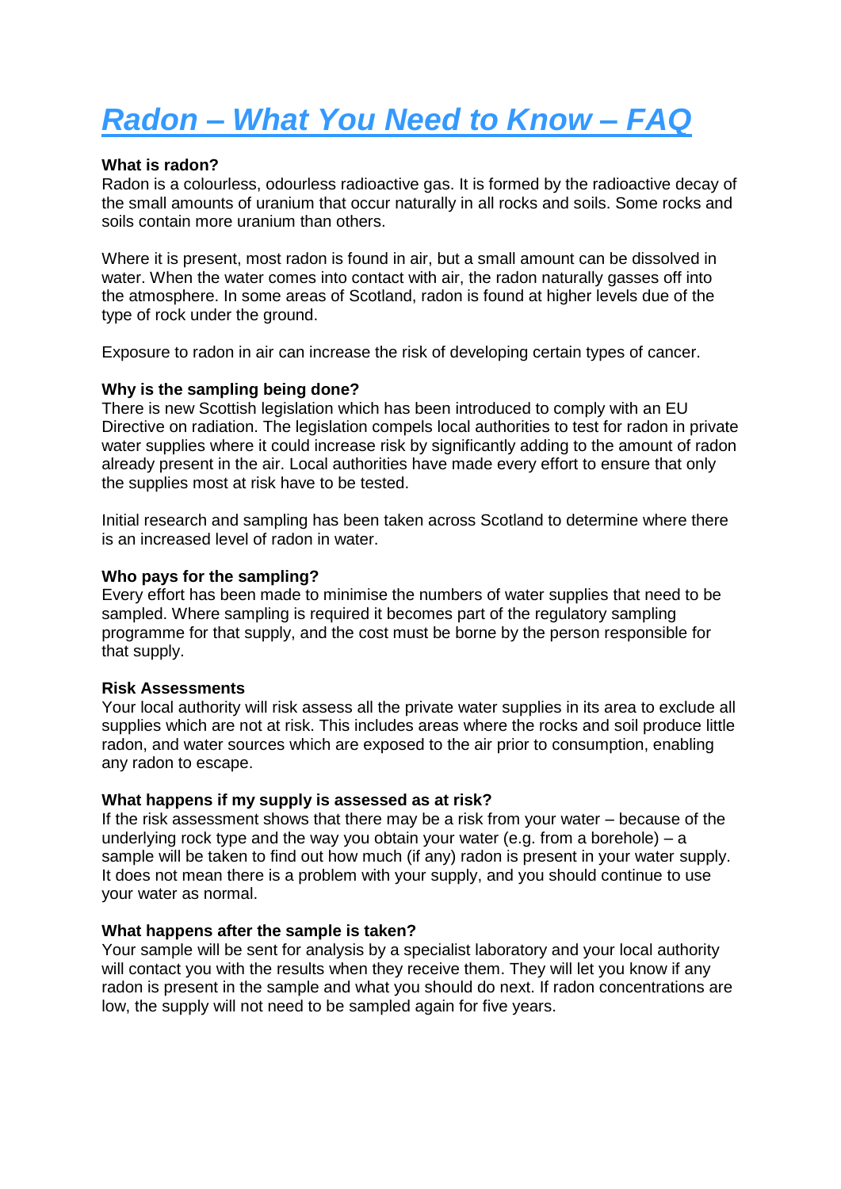# Radon – What You Need to Know – FAQ

**What is radon?**

Radon is a colourless, odourless radioactive gas. It is formed by the radioactive decay of the small amounts of uranium that occur naturally in all rocks and soils. Some rocks and soils contain more uranium than others.

Where it is present, most radon is found in air, but a small amount can be dissolved in water. When the water comes into contact with air, the radon naturally gasses off into the atmosphere. In some areas of Scotland, radon is found at higher levels due of the type of rock under the ground.

Exposure to radon in air can increase the risk of developing certain types of cancer.

**Why is the sampling being done?**

There is new Scottish legislation which has been introduced to comply with an EU Directive on radiation. The legislation compels local authorities to test for radon in private water supplies where it could increase risk by significantly adding to the amount of radon already present in the air. Local authorities have made every effort to ensure that only the supplies most at risk have to be tested.

Initial research and sampling has been taken across Scotland to determine where there is an increased level of radon in water.

**Who pays for the sampling?**

Every effort has been made to minimise the numbers of water supplies that need to be sampled. Where sampling is required it becomes part of the regulatory sampling programme for that supply, and the cost must be borne by the person responsible for that supply.

**Risk Assessments**

Your local authority will risk assess all the private water supplies in its area to exclude all supplies which are not at risk. This includes areas where the rocks and soil produce little radon, and water sources which are exposed to the air prior to consumption, enabling any radon to escape.

**What happens if my supply is assessed as at risk?**

If the risk assessment shows that there may be a risk from your water – because of the underlying rock type and the way you obtain your water (e.g. from a borehole) – a sample will be taken to find out how much (if any) radon is present in your water supply. It does not mean there is a problem with your supply, and you should continue to use your water as normal.

**What happens after the sample is taken?**

Your sample will be sent for analysis by a specialist laboratory and your local authority will contact you with the results when they receive them. They will let you know if any radon is present in the sample and what you should do next. If radon concentrations are low, the supply will not need to be sampled again for five years.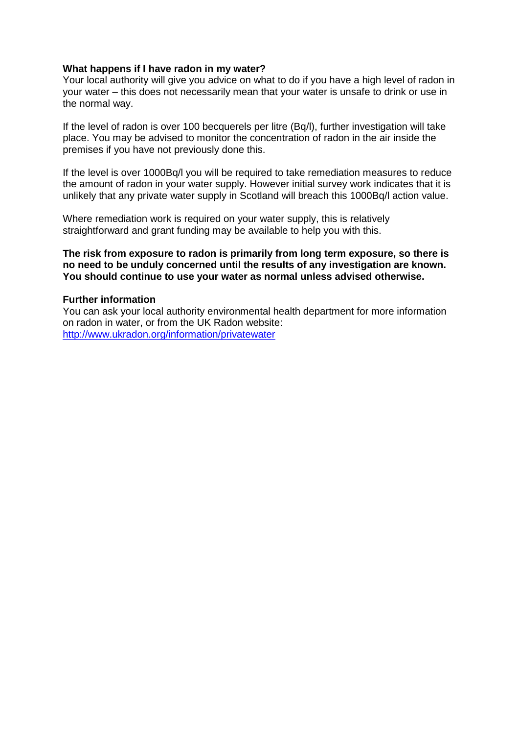**What happens if I have radon in my water?**
Your local authority will give you advice on what to do if you have a high level of radon in your water – this does not necessarily mean that your water is unsafe to drink or use in the normal way.

If the level of radon is over 100 becquerels per litre (Bq/l), further investigation will take place. You may be advised to monitor the concentration of radon in the air inside the premises if you have not previously done this.

If the level is over 1000Bq/l you will be required to take remediation measures to reduce the amount of radon in your water supply. However initial survey work indicates that it is unlikely that any private water supply in Scotland will breach this 1000Bq/l action value.

Where remediation work is required on your water supply, this is relatively straightforward and grant funding may be available to help you with this.

**The risk from exposure to radon is primarily from long term exposure, so there is no need to be unduly concerned until the results of any investigation are known. You should continue to use your water as normal unless advised otherwise.**

**Further information**
You can ask your local authority environmental health department for more information on radon in water, or from the UK Radon website:
[http://www.ukradon.org/information/privatewater](http://www.ukradon.org/information/privatewater)